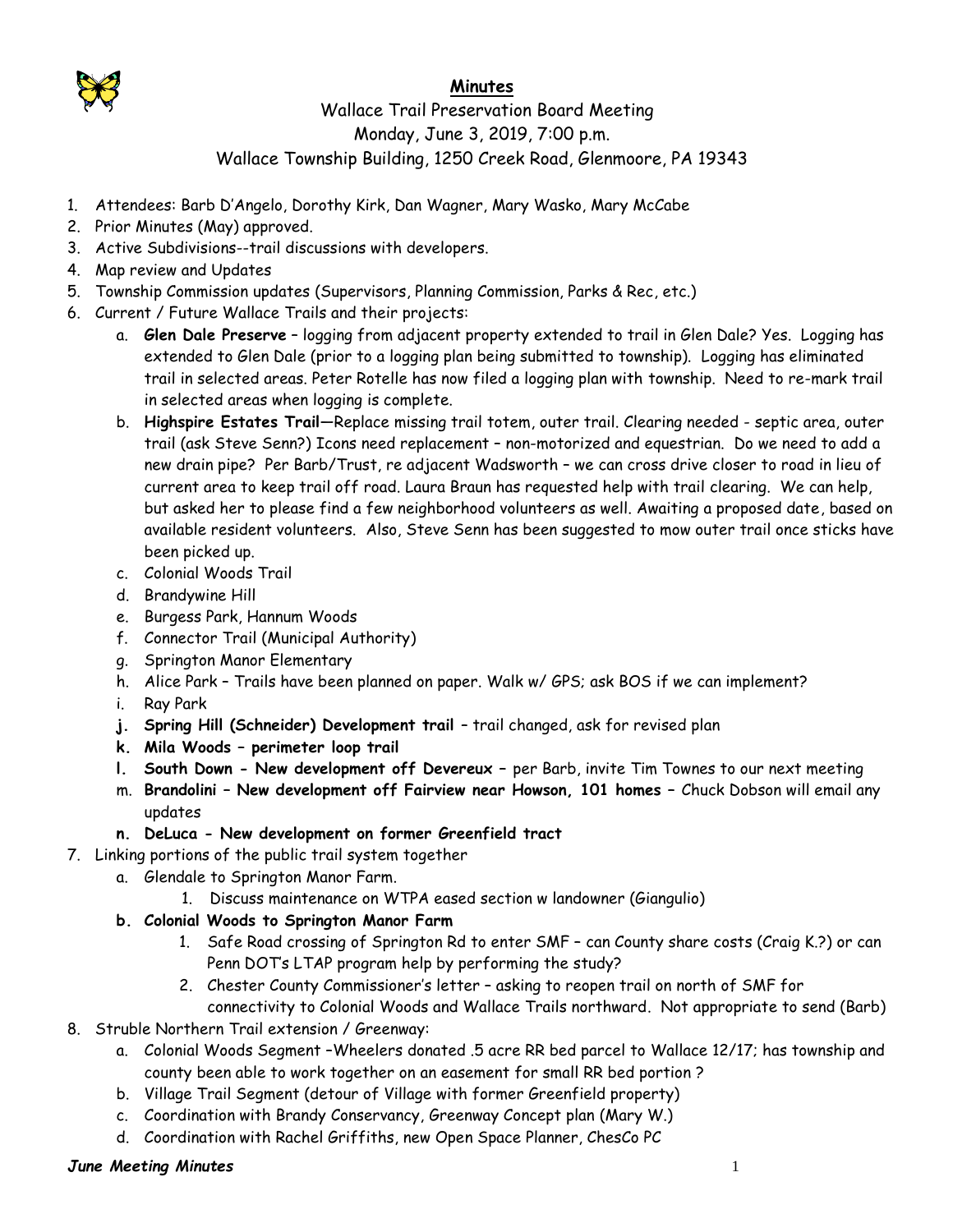**Minutes**

Wallace Trail Preservation Board Meeting
Monday, June 3, 2019, 7:00 p.m.
Wallace Township Building, 1250 Creek Road, Glenmoore, PA 19343

1. Attendees: Barb D'Angelo, Dorothy Kirk, Dan Wagner, Mary Wasko, Mary McCabe
2. Prior Minutes (May) approved.
3. Active Subdivisions--trail discussions with developers.
4. Map review and Updates
5. Township Commission updates (Supervisors, Planning Commission, Parks & Rec, etc.)
6. Current / Future Wallace Trails and their projects:
   a. **Glen Dale Preserve** – logging from adjacent property extended to trail in Glen Dale? Yes. Logging has extended to Glen Dale (prior to a logging plan being submitted to township). Logging has eliminated trail in selected areas. Peter Rotelle has now filed a logging plan with township. Need to re-mark trail in selected areas when logging is complete.
   b. **Highspire Estates Trail**—Replace missing trail totem, outer trail. Clearing needed - septic area, outer trail (ask Steve Senn?) Icons need replacement – non-motorized and equestrian. Do we need to add a new drain pipe? Per Barb/Trust, re adjacent Wadsworth – we can cross drive closer to road in lieu of current area to keep trail off road. Laura Braun has requested help with trail clearing. We can help, but asked her to please find a few neighborhood volunteers as well. Awaiting a proposed date, based on available resident volunteers. Also, Steve Senn has been suggested to mow outer trail once sticks have been picked up.
   c. Colonial Woods Trail
   d. Brandywine Hill
   e. Burgess Park, Hannum Woods
   f. Connector Trail (Municipal Authority)
   g. Springton Manor Elementary
   h. Alice Park – Trails have been planned on paper. Walk w/ GPS; ask BOS if we can implement?
   i. Ray Park
   j. **Spring Hill (Schneider) Development trail** – trail changed, ask for revised plan
   k. **Mila Woods – perimeter loop trail**
   l. **South Down - New development off Devereux** – per Barb, invite Tim Townes to our next meeting
   m. **Brandolini – New development off Fairview near Howson, 101 homes** – Chuck Dobson will email any updates
   n. **DeLuca - New development on former Greenfield tract**
7. Linking portions of the public trail system together
   a. Glendale to Springton Manor Farm.
      1. Discuss maintenance on WTPA eased section w landowner (Giangulio)
   b. **Colonial Woods to Springton Manor Farm**
      1. Safe Road crossing of Springton Rd to enter SMF – can County share costs (Craig K.?) or can Penn DOT's LTAP program help by performing the study?
      2. Chester County Commissioner's letter – asking to reopen trail on north of SMF for connectivity to Colonial Woods and Wallace Trails northward. Not appropriate to send (Barb)
8. Struble Northern Trail extension / Greenway:
   a. Colonial Woods Segment –Wheelers donated .5 acre RR bed parcel to Wallace 12/17; has township and county been able to work together on an easement for small RR bed portion ?
   b. Village Trail Segment (detour of Village with former Greenfield property)
   c. Coordination with Brandy Conservancy, Greenway Concept plan (Mary W.)
   d. Coordination with Rachel Griffiths, new Open Space Planner, ChesCo PC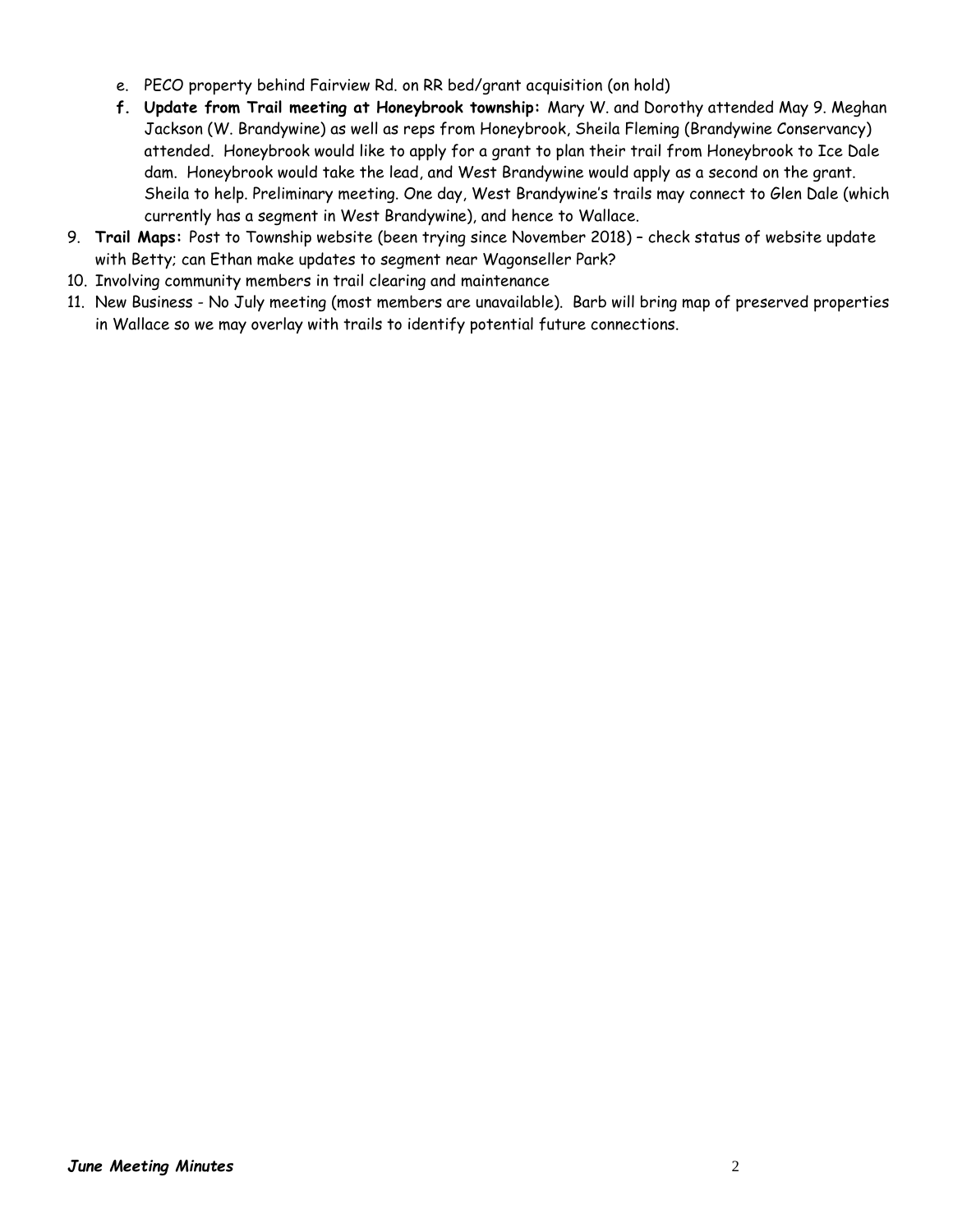e. PECO property behind Fairview Rd. on RR bed/grant acquisition (on hold)
   f. **Update from Trail meeting at Honeybrook township:** Mary W. and Dorothy attended May 9. Meghan Jackson (W. Brandywine) as well as reps from Honeybrook, Sheila Fleming (Brandywine Conservancy) attended. Honeybrook would like to apply for a grant to plan their trail from Honeybrook to Ice Dale dam. Honeybrook would take the lead, and West Brandywine would apply as a second on the grant. Sheila to help. Preliminary meeting. One day, West Brandywine's trails may connect to Glen Dale (which currently has a segment in West Brandywine), and hence to Wallace.

9. **Trail Maps:** Post to Township website (been trying since November 2018) – check status of website update with Betty; can Ethan make updates to segment near Wagonseller Park?
10. Involving community members in trail clearing and maintenance
11. New Business - No July meeting (most members are unavailable). Barb will bring map of preserved properties in Wallace so we may overlay with trails to identify potential future connections.